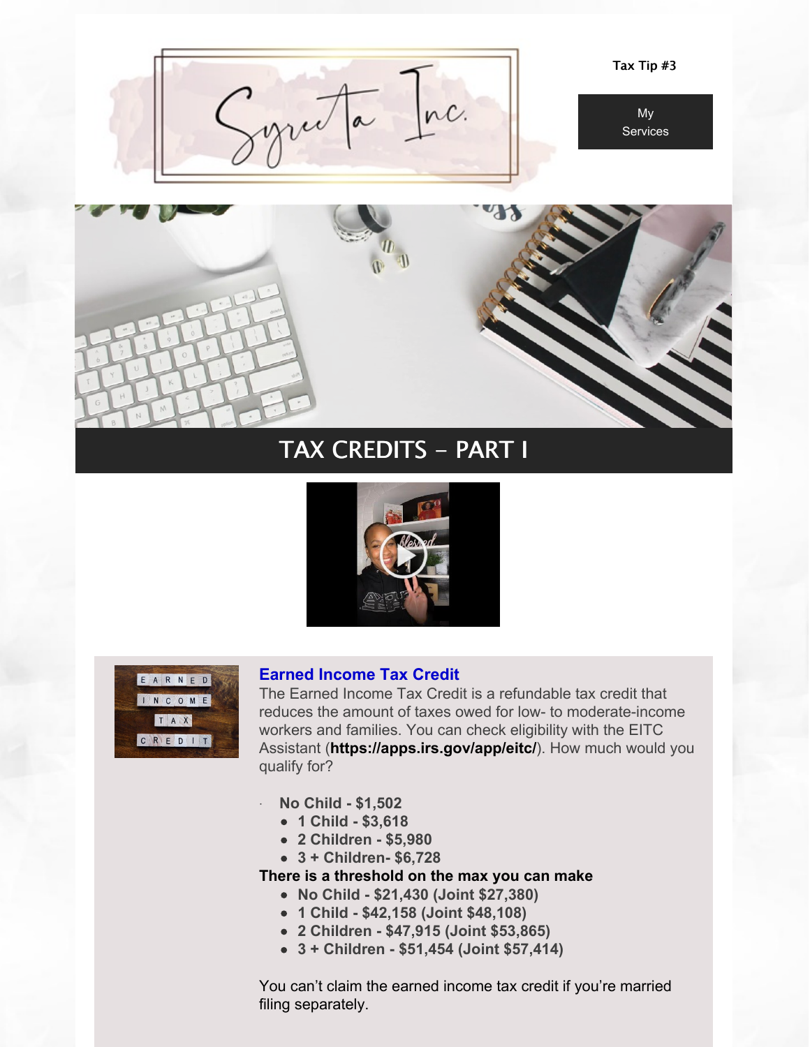Tax Tip #3

My Services

# TAX CREDITS - PART I

## Earned Income Tax Credit

The Earned Income Tax Credit is a refundable tax credit that reduces the amount of taxes owed for low- to moderate-income workers and families. You can check eligibility with the EITC Assistant (**https://apps.irs.gov/app/eitc/**). How much would you qualify for?

- **No Child - $1,502**
- **1 Child - $3,618**
- **2 Children - $5,980**
- **3 + Children- $6,728**

**There is a threshold on the max you can make**

- **No Child - $21,430 (Joint $27,380)**
- **1 Child - $42,158 (Joint $48,108)**
- **2 Children - $47,915 (Joint $53,865)**
- **3 + Children - $51,454 (Joint $57,414)**

You can't claim the earned income tax credit if you're married filing separately.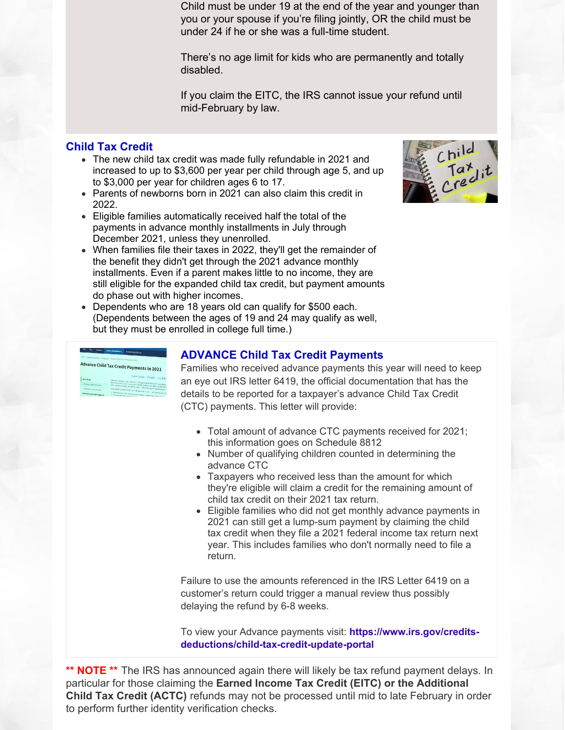Child must be under 19 at the end of the year and younger than you or your spouse if you're filing jointly, OR the child must be under 24 if he or she was a full-time student.

There's no age limit for kids who are permanently and totally disabled.

If you claim the EITC, the IRS cannot issue your refund until mid-February by law.

## Child Tax Credit

- The new child tax credit was made fully refundable in 2021 and increased to up to $3,600 per year per child through age 5, and up to $3,000 per year for children ages 6 to 17.
- Parents of newborns born in 2021 can also claim this credit in 2022.
- Eligible families automatically received half the total of the payments in advance monthly installments in July through December 2021, unless they unenrolled.
- When families file their taxes in 2022, they'll get the remainder of the benefit they didn't get through the 2021 advance monthly installments. Even if a parent makes little to no income, they are still eligible for the expanded child tax credit, but payment amounts do phase out with higher incomes.
- Dependents who are 18 years old can qualify for $500 each. (Dependents between the ages of 19 and 24 may qualify as well, but they must be enrolled in college full time.)

## ADVANCE Child Tax Credit Payments

Families who received advance payments this year will need to keep an eye out IRS letter 6419, the official documentation that has the details to be reported for a taxpayer's advance Child Tax Credit (CTC) payments. This letter will provide:

- Total amount of advance CTC payments received for 2021; this information goes on Schedule 8812
- Number of qualifying children counted in determining the advance CTC
- Taxpayers who received less than the amount for which they're eligible will claim a credit for the remaining amount of child tax credit on their 2021 tax return.
- Eligible families who did not get monthly advance payments in 2021 can still get a lump-sum payment by claiming the child tax credit when they file a 2021 federal income tax return next year. This includes families who don't normally need to file a return.

Failure to use the amounts referenced in the IRS Letter 6419 on a customer's return could trigger a manual review thus possibly delaying the refund by 6-8 weeks.

To view your Advance payments visit: **https://www.irs.gov/credits-deductions/child-tax-credit-update-portal**

**** NOTE **** The IRS has announced again there will likely be tax refund payment delays. In particular for those claiming the **Earned Income Tax Credit (EITC) or the Additional Child Tax Credit (ACTC)** refunds may not be processed until mid to late February in order to perform further identity verification checks.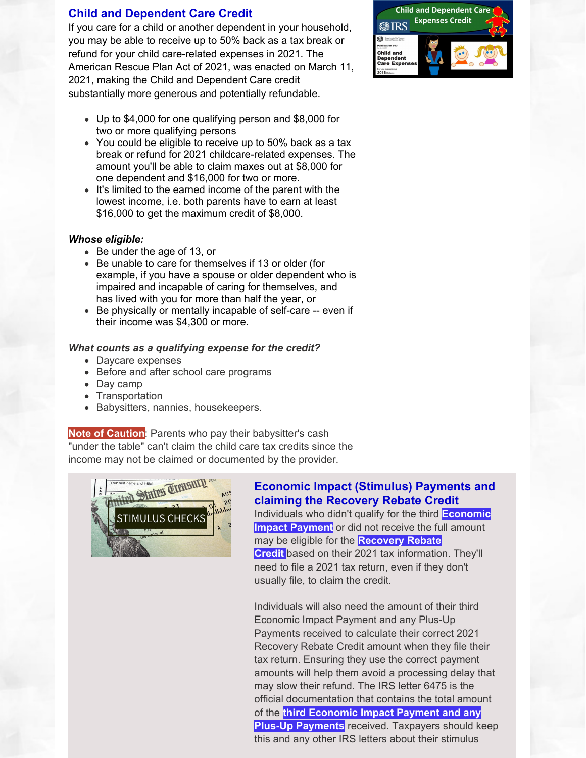## Child and Dependent Care Credit

If you care for a child or another dependent in your household, you may be able to receive up to 50% back as a tax break or refund for your child care-related expenses in 2021. The American Rescue Plan Act of 2021, was enacted on March 11, 2021, making the Child and Dependent Care credit substantially more generous and potentially refundable.

- Up to $4,000 for one qualifying person and $8,000 for two or more qualifying persons
- You could be eligible to receive up to 50% back as a tax break or refund for 2021 childcare-related expenses. The amount you'll be able to claim maxes out at $8,000 for one dependent and $16,000 for two or more.
- It's limited to the earned income of the parent with the lowest income, i.e. both parents have to earn at least $16,000 to get the maximum credit of $8,000.

***Whose eligible:***

- Be under the age of 13, or
- Be unable to care for themselves if 13 or older (for example, if you have a spouse or older dependent who is impaired and incapable of caring for themselves, and has lived with you for more than half the year, or
- Be physically or mentally incapable of self-care -- even if their income was $4,300 or more.

***What counts as a qualifying expense for the credit?***

- Daycare expenses
- Before and after school care programs
- Day camp
- Transportation
- Babysitters, nannies, housekeepers.

**Note of Caution**: Parents who pay their babysitter's cash "under the table" can't claim the child care tax credits since the income may not be claimed or documented by the provider.

## Economic Impact (Stimulus) Payments and claiming the Recovery Rebate Credit

Individuals who didn't qualify for the third **Economic Impact Payment** or did not receive the full amount may be eligible for the **Recovery Rebate Credit** based on their 2021 tax information. They'll need to file a 2021 tax return, even if they don't usually file, to claim the credit.

Individuals will also need the amount of their third Economic Impact Payment and any Plus-Up Payments received to calculate their correct 2021 Recovery Rebate Credit amount when they file their tax return. Ensuring they use the correct payment amounts will help them avoid a processing delay that may slow their refund. The IRS letter 6475 is the official documentation that contains the total amount of the **third Economic Impact Payment and any Plus-Up Payments** received. Taxpayers should keep this and any other IRS letters about their stimulus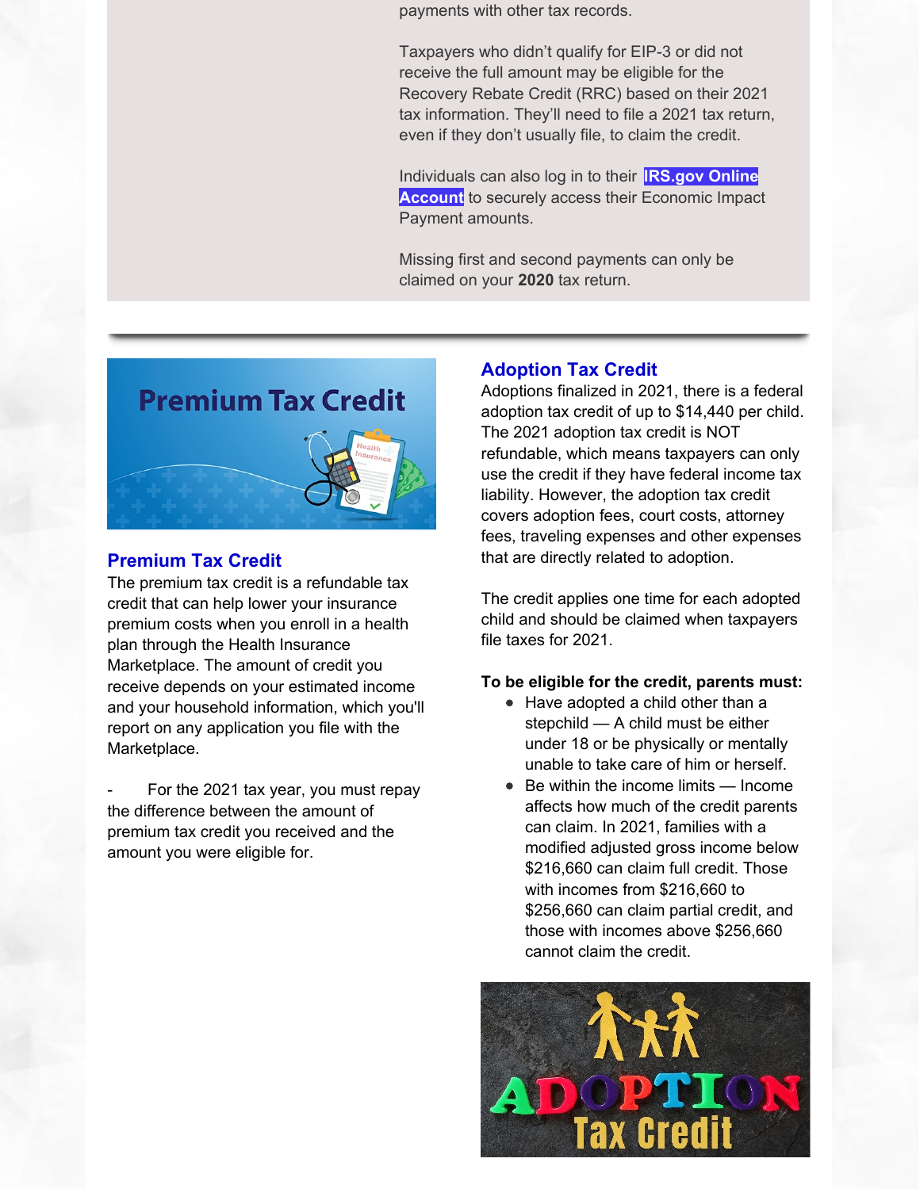payments with other tax records.

Taxpayers who didn't qualify for EIP-3 or did not receive the full amount may be eligible for the Recovery Rebate Credit (RRC) based on their 2021 tax information. They'll need to file a 2021 tax return, even if they don't usually file, to claim the credit.

Individuals can also log in to their **IRS.gov Online Account** to securely access their Economic Impact Payment amounts.

Missing first and second payments can only be claimed on your **2020** tax return.

---

## Premium Tax Credit

The premium tax credit is a refundable tax credit that can help lower your insurance premium costs when you enroll in a health plan through the Health Insurance Marketplace. The amount of credit you receive depends on your estimated income and your household information, which you'll report on any application you file with the Marketplace.

- For the 2021 tax year, you must repay the difference between the amount of premium tax credit you received and the amount you were eligible for.

## Adoption Tax Credit

Adoptions finalized in 2021, there is a federal adoption tax credit of up to $14,440 per child. The 2021 adoption tax credit is NOT refundable, which means taxpayers can only use the credit if they have federal income tax liability. However, the adoption tax credit covers adoption fees, court costs, attorney fees, traveling expenses and other expenses that are directly related to adoption.

The credit applies one time for each adopted child and should be claimed when taxpayers file taxes for 2021.

**To be eligible for the credit, parents must:**

- Have adopted a child other than a stepchild — A child must be either under 18 or be physically or mentally unable to take care of him or herself.
- Be within the income limits — Income affects how much of the credit parents can claim. In 2021, families with a modified adjusted gross income below $216,660 can claim full credit. Those with incomes from $216,660 to $256,660 can claim partial credit, and those with incomes above $256,660 cannot claim the credit.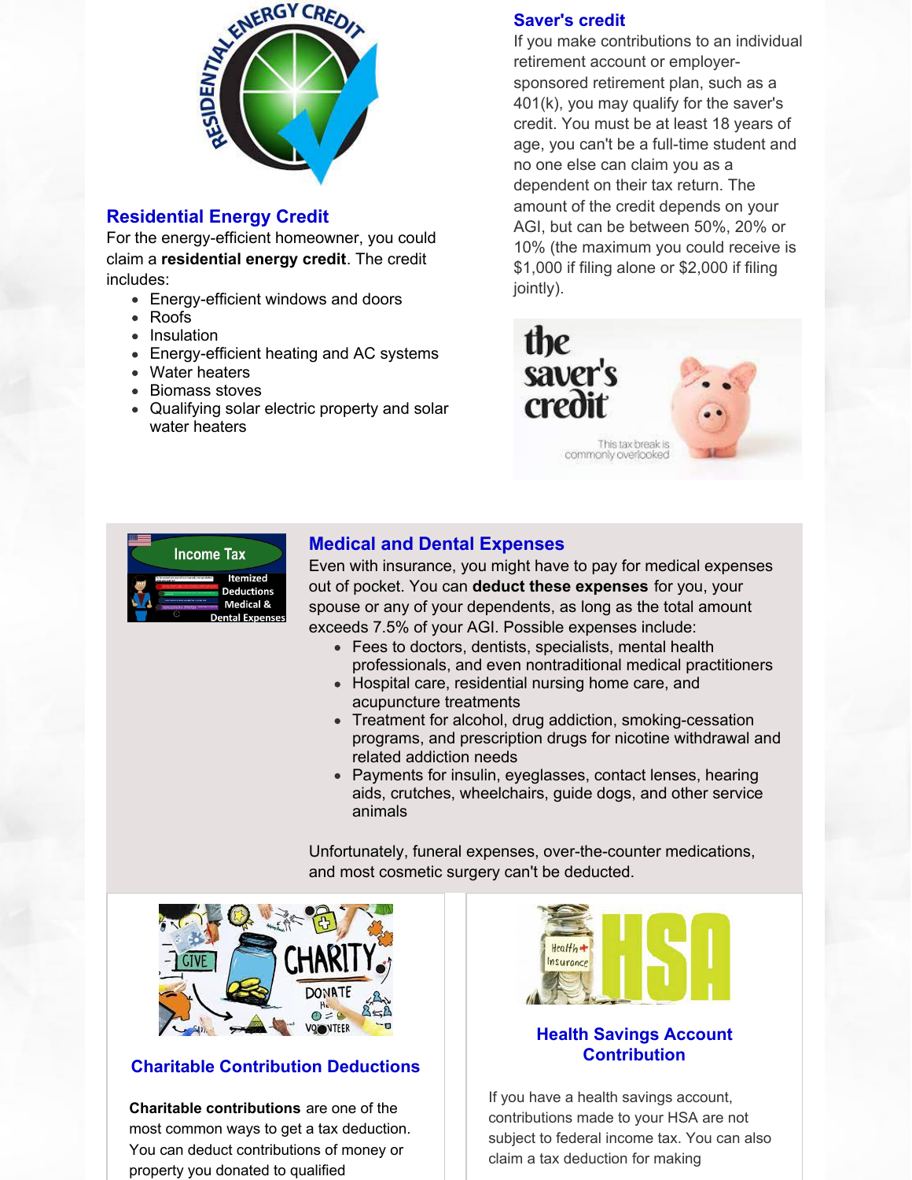## Residential Energy Credit

For the energy-efficient homeowner, you could claim a **residential energy credit**. The credit includes:

- Energy-efficient windows and doors
- Roofs
- Insulation
- Energy-efficient heating and AC systems
- Water heaters
- Biomass stoves
- Qualifying solar electric property and solar water heaters

## Saver's credit

If you make contributions to an individual retirement account or employer-sponsored retirement plan, such as a 401(k), you may qualify for the saver's credit. You must be at least 18 years of age, you can't be a full-time student and no one else can claim you as a dependent on their tax return. The amount of the credit depends on your AGI, but can be between 50%, 20% or 10% (the maximum you could receive is $1,000 if filing alone or $2,000 if filing jointly).

## Medical and Dental Expenses

Even with insurance, you might have to pay for medical expenses out of pocket. You can **deduct these expenses** for you, your spouse or any of your dependents, as long as the total amount exceeds 7.5% of your AGI. Possible expenses include:

- Fees to doctors, dentists, specialists, mental health professionals, and even nontraditional medical practitioners
- Hospital care, residential nursing home care, and acupuncture treatments
- Treatment for alcohol, drug addiction, smoking-cessation programs, and prescription drugs for nicotine withdrawal and related addiction needs
- Payments for insulin, eyeglasses, contact lenses, hearing aids, crutches, wheelchairs, guide dogs, and other service animals

Unfortunately, funeral expenses, over-the-counter medications, and most cosmetic surgery can't be deducted.

## Charitable Contribution Deductions

**Charitable contributions** are one of the most common ways to get a tax deduction. You can deduct contributions of money or property you donated to qualified

## Health Savings Account Contribution

If you have a health savings account, contributions made to your HSA are not subject to federal income tax. You can also claim a tax deduction for making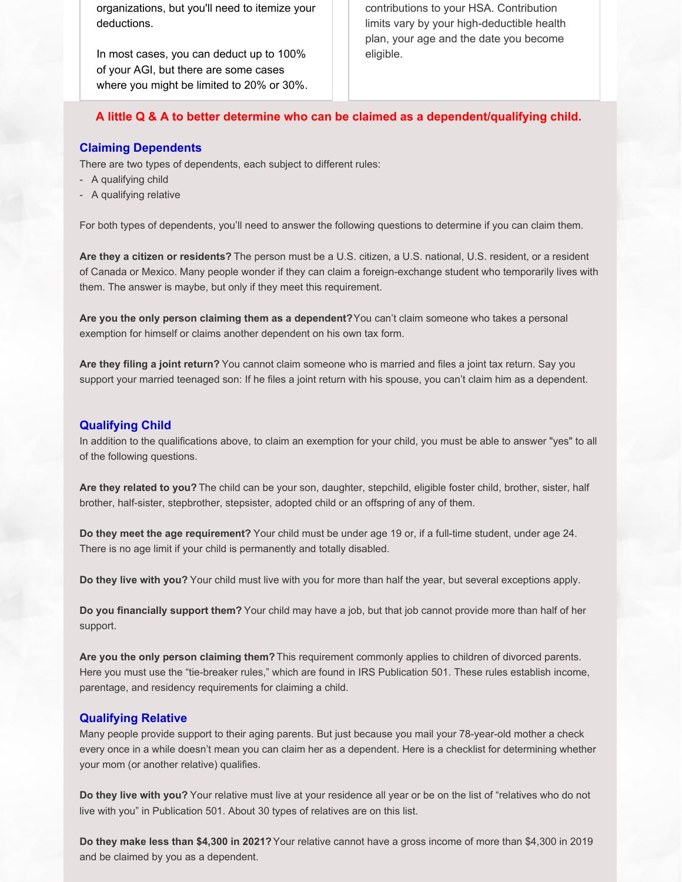organizations, but you'll need to itemize your deductions.

In most cases, you can deduct up to 100% of your AGI, but there are some cases where you might be limited to 20% or 30%.

contributions to your HSA. Contribution limits vary by your high-deductible health plan, your age and the date you become eligible.

**A little Q & A to better determine who can be claimed as a dependent/qualifying child.**

## Claiming Dependents

There are two types of dependents, each subject to different rules:

- A qualifying child
- A qualifying relative

For both types of dependents, you'll need to answer the following questions to determine if you can claim them.

**Are they a citizen or residents?** The person must be a U.S. citizen, a U.S. national, U.S. resident, or a resident of Canada or Mexico. Many people wonder if they can claim a foreign-exchange student who temporarily lives with them. The answer is maybe, but only if they meet this requirement.

**Are you the only person claiming them as a dependent?** You can't claim someone who takes a personal exemption for himself or claims another dependent on his own tax form.

**Are they filing a joint return?** You cannot claim someone who is married and files a joint tax return. Say you support your married teenaged son: If he files a joint return with his spouse, you can't claim him as a dependent.

## Qualifying Child

In addition to the qualifications above, to claim an exemption for your child, you must be able to answer "yes" to all of the following questions.

**Are they related to you?** The child can be your son, daughter, stepchild, eligible foster child, brother, sister, half brother, half-sister, stepbrother, stepsister, adopted child or an offspring of any of them.

**Do they meet the age requirement?** Your child must be under age 19 or, if a full-time student, under age 24. There is no age limit if your child is permanently and totally disabled.

**Do they live with you?** Your child must live with you for more than half the year, but several exceptions apply.

**Do you financially support them?** Your child may have a job, but that job cannot provide more than half of her support.

**Are you the only person claiming them?** This requirement commonly applies to children of divorced parents. Here you must use the "tie-breaker rules," which are found in IRS Publication 501. These rules establish income, parentage, and residency requirements for claiming a child.

## Qualifying Relative

Many people provide support to their aging parents. But just because you mail your 78-year-old mother a check every once in a while doesn't mean you can claim her as a dependent. Here is a checklist for determining whether your mom (or another relative) qualifies.

**Do they live with you?** Your relative must live at your residence all year or be on the list of "relatives who do not live with you" in Publication 501. About 30 types of relatives are on this list.

**Do they make less than $4,300 in 2021?** Your relative cannot have a gross income of more than $4,300 in 2019 and be claimed by you as a dependent.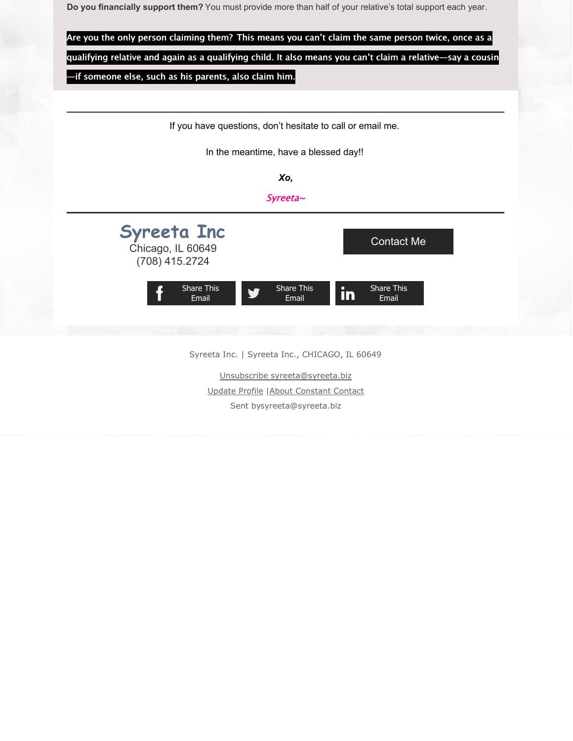**Do you financially support them?** You must provide more than half of your relative's total support each year.

**Are you the only person claiming them? This means you can't claim the same person twice, once as a qualifying relative and again as a qualifying child. It also means you can't claim a relative—say a cousin—if someone else, such as his parents, also claim him.**

---

If you have questions, don't hesitate to call or email me.

In the meantime, have a blessed day!!

***Xo,***

*Syreeta~*

---

**Syreeta Inc**
Chicago, IL 60649
(708) 415.2724

Contact Me

Share This Email | Share This Email | Share This Email

Syreeta Inc. | Syreeta Inc., CHICAGO, IL 60649

Unsubscribe syreeta@syreeta.biz

Update Profile |About Constant Contact

Sent bysyreeta@syreeta.biz